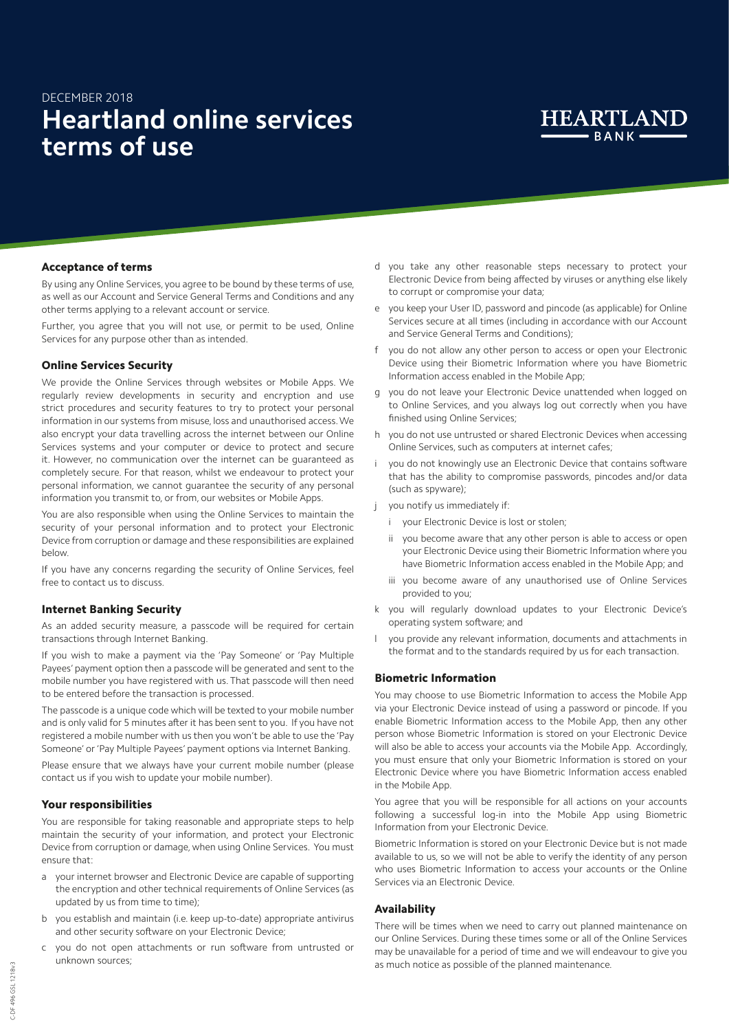DECEMBER 2018

# Heartland online services terms of use

HEARTLAND BANK

### Acceptance of terms

By using any Online Services, you agree to be bound by these terms of use, as well as our Account and Service General Terms and Conditions and any other terms applying to a relevant account or service.

Further, you agree that you will not use, or permit to be used, Online Services for any purpose other than as intended.

### Online Services Security

We provide the Online Services through websites or Mobile Apps. We regularly review developments in security and encryption and use strict procedures and security features to try to protect your personal information in our systems from misuse, loss and unauthorised access. We also encrypt your data travelling across the internet between our Online Services systems and your computer or device to protect and secure it. However, no communication over the internet can be guaranteed as completely secure. For that reason, whilst we endeavour to protect your personal information, we cannot guarantee the security of any personal information you transmit to, or from, our websites or Mobile Apps.

You are also responsible when using the Online Services to maintain the security of your personal information and to protect your Electronic Device from corruption or damage and these responsibilities are explained below.

If you have any concerns regarding the security of Online Services, feel free to contact us to discuss.

### Internet Banking Security

As an added security measure, a passcode will be required for certain transactions through Internet Banking.

If you wish to make a payment via the 'Pay Someone' or 'Pay Multiple Payees' payment option then a passcode will be generated and sent to the mobile number you have registered with us. That passcode will then need to be entered before the transaction is processed.

The passcode is a unique code which will be texted to your mobile number and is only valid for 5 minutes after it has been sent to you. If you have not registered a mobile number with us then you won't be able to use the 'Pay Someone' or 'Pay Multiple Payees' payment options via Internet Banking.

Please ensure that we always have your current mobile number (please contact us if you wish to update your mobile number).

### Your responsibilities

You are responsible for taking reasonable and appropriate steps to help maintain the security of your information, and protect your Electronic Device from corruption or damage, when using Online Services. You must ensure that:

a. your internet browser and Electronic Device are capable of supporting the encryption and other technical requirements of Online Services (as updated by us from time to time);
b. you establish and maintain (i.e. keep up-to-date) appropriate antivirus and other security software on your Electronic Device;
c. you do not open attachments or run software from untrusted or unknown sources;
d. you take any other reasonable steps necessary to protect your Electronic Device from being affected by viruses or anything else likely to corrupt or compromise your data;
e. you keep your User ID, password and pincode (as applicable) for Online Services secure at all times (including in accordance with our Account and Service General Terms and Conditions);
f. you do not allow any other person to access or open your Electronic Device using their Biometric Information where you have Biometric Information access enabled in the Mobile App;
g. you do not leave your Electronic Device unattended when logged on to Online Services, and you always log out correctly when you have finished using Online Services;
h. you do not use untrusted or shared Electronic Devices when accessing Online Services, such as computers at internet cafes;
i. you do not knowingly use an Electronic Device that contains software that has the ability to compromise passwords, pincodes and/or data (such as spyware);
j. you notify us immediately if:
   i. your Electronic Device is lost or stolen;
   ii. you become aware that any other person is able to access or open your Electronic Device using their Biometric Information where you have Biometric Information access enabled in the Mobile App; and
   iii. you become aware of any unauthorised use of Online Services provided to you;
k. you will regularly download updates to your Electronic Device's operating system software; and
l. you provide any relevant information, documents and attachments in the format and to the standards required by us for each transaction.

### Biometric Information

You may choose to use Biometric Information to access the Mobile App via your Electronic Device instead of using a password or pincode. If you enable Biometric Information access to the Mobile App, then any other person whose Biometric Information is stored on your Electronic Device will also be able to access your accounts via the Mobile App. Accordingly, you must ensure that only your Biometric Information is stored on your Electronic Device where you have Biometric Information access enabled in the Mobile App.

You agree that you will be responsible for all actions on your accounts following a successful log-in into the Mobile App using Biometric Information from your Electronic Device.

Biometric Information is stored on your Electronic Device but is not made available to us, so we will not be able to verify the identity of any person who uses Biometric Information to access your accounts or the Online Services via an Electronic Device.

### Availability

There will be times when we need to carry out planned maintenance on our Online Services. During these times some or all of the Online Services may be unavailable for a period of time and we will endeavour to give you as much notice as possible of the planned maintenance.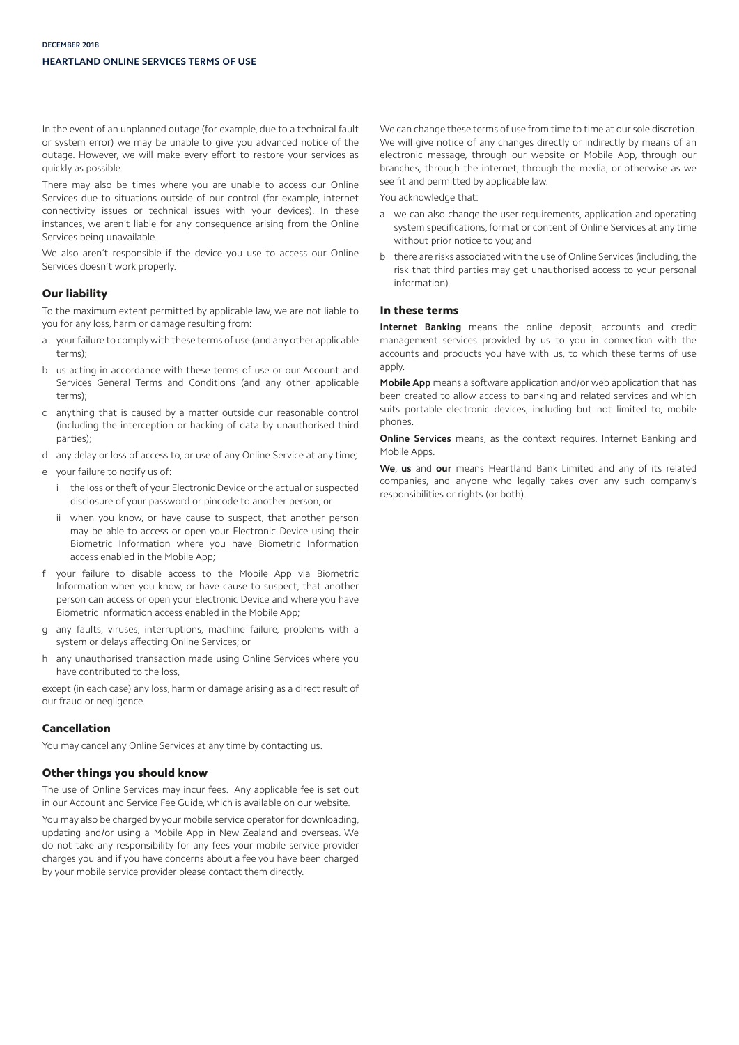In the event of an unplanned outage (for example, due to a technical fault or system error) we may be unable to give you advanced notice of the outage. However, we will make every effort to restore your services as quickly as possible.

There may also be times where you are unable to access our Online Services due to situations outside of our control (for example, internet connectivity issues or technical issues with your devices). In these instances, we aren't liable for any consequence arising from the Online Services being unavailable.

We also aren't responsible if the device you use to access our Online Services doesn't work properly.

### Our liability

To the maximum extent permitted by applicable law, we are not liable to you for any loss, harm or damage resulting from:

a your failure to comply with these terms of use (and any other applicable terms);

b us acting in accordance with these terms of use or our Account and Services General Terms and Conditions (and any other applicable terms);

c anything that is caused by a matter outside our reasonable control (including the interception or hacking of data by unauthorised third parties);

d any delay or loss of access to, or use of any Online Service at any time;

e your failure to notify us of:

  i the loss or theft of your Electronic Device or the actual or suspected disclosure of your password or pincode to another person; or

  ii when you know, or have cause to suspect, that another person may be able to access or open your Electronic Device using their Biometric Information where you have Biometric Information access enabled in the Mobile App;

f your failure to disable access to the Mobile App via Biometric Information when you know, or have cause to suspect, that another person can access or open your Electronic Device and where you have Biometric Information access enabled in the Mobile App;

g any faults, viruses, interruptions, machine failure, problems with a system or delays affecting Online Services; or

h any unauthorised transaction made using Online Services where you have contributed to the loss,

except (in each case) any loss, harm or damage arising as a direct result of our fraud or negligence.

### Cancellation

You may cancel any Online Services at any time by contacting us.

### Other things you should know

The use of Online Services may incur fees. Any applicable fee is set out in our Account and Service Fee Guide, which is available on our website.

You may also be charged by your mobile service operator for downloading, updating and/or using a Mobile App in New Zealand and overseas. We do not take any responsibility for any fees your mobile service provider charges you and if you have concerns about a fee you have been charged by your mobile service provider please contact them directly.

We can change these terms of use from time to time at our sole discretion. We will give notice of any changes directly or indirectly by means of an electronic message, through our website or Mobile App, through our branches, through the internet, through the media, or otherwise as we see fit and permitted by applicable law.

You acknowledge that:

a we can also change the user requirements, application and operating system specifications, format or content of Online Services at any time without prior notice to you; and

b there are risks associated with the use of Online Services (including, the risk that third parties may get unauthorised access to your personal information).

### In these terms

**Internet Banking** means the online deposit, accounts and credit management services provided by us to you in connection with the accounts and products you have with us, to which these terms of use apply.

**Mobile App** means a software application and/or web application that has been created to allow access to banking and related services and which suits portable electronic devices, including but not limited to, mobile phones.

**Online Services** means, as the context requires, Internet Banking and Mobile Apps.

**We**, **us** and **our** means Heartland Bank Limited and any of its related companies, and anyone who legally takes over any such company's responsibilities or rights (or both).